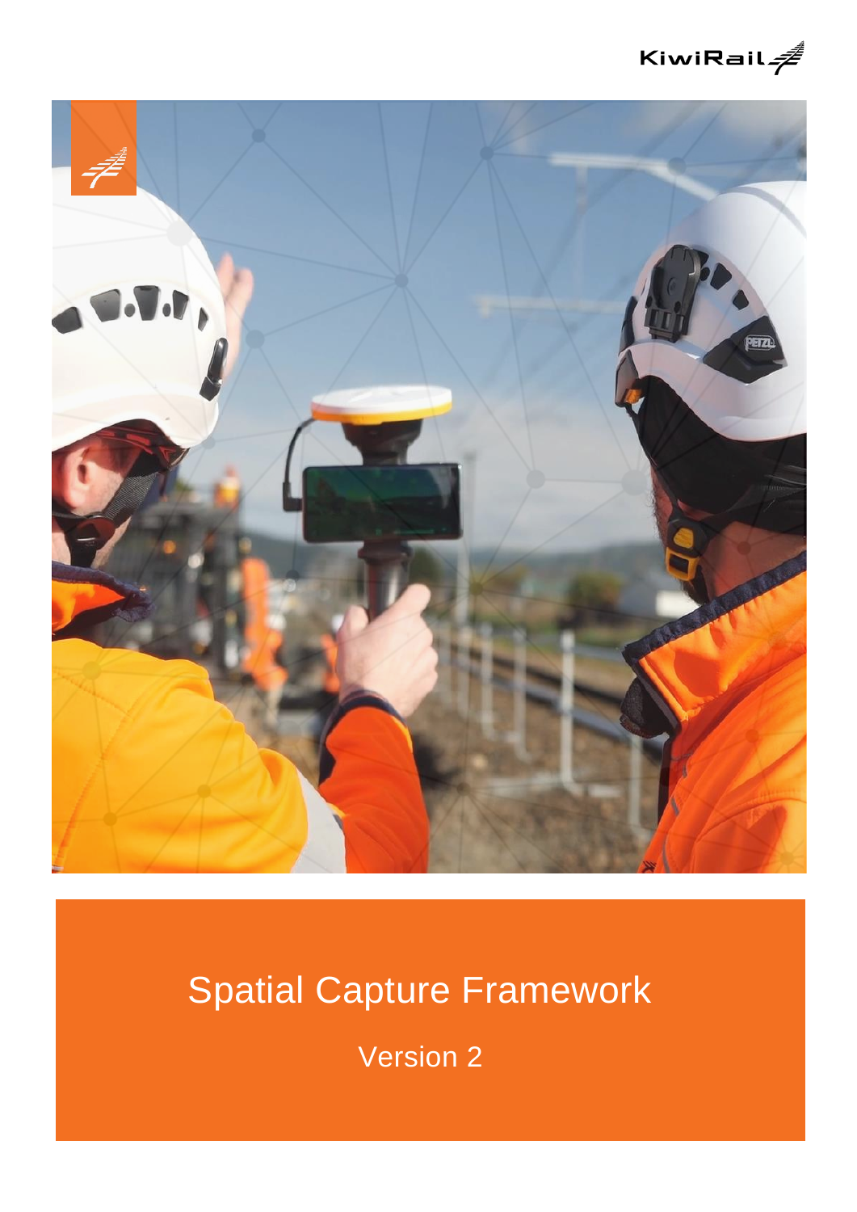KiwiRail

# Spatial Capture Framework

Version 2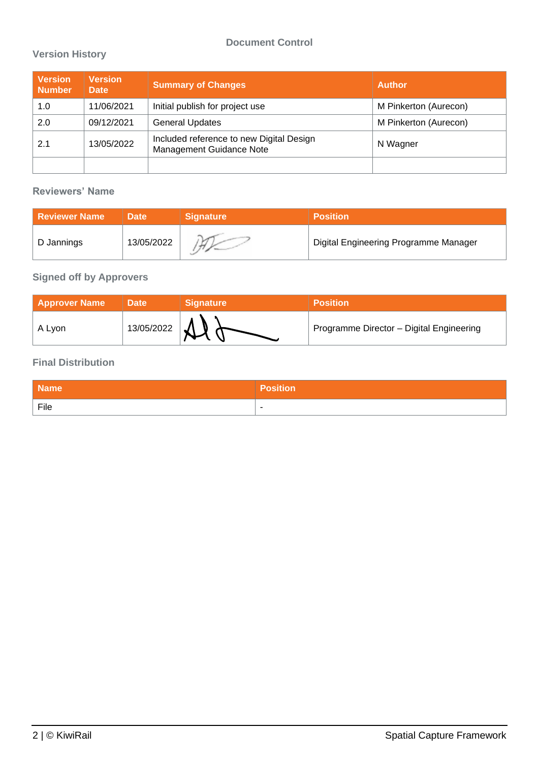# Document Control

## Version History

| Version Number | Version Date | Summary of Changes | Author |
|---|---|---|---|
| 1.0 | 11/06/2021 | Initial publish for project use | M Pinkerton (Aurecon) |
| 2.0 | 09/12/2021 | General Updates | M Pinkerton (Aurecon) |
| 2.1 | 13/05/2022 | Included reference to new Digital Design Management Guidance Note | N Wagner |
| | | | |

## Reviewers' Name

| Reviewer Name | Date | Signature | Position |
|---|---|---|---|
| D Jannings | 13/05/2022 | | Digital Engineering Programme Manager |

## Signed off by Approvers

| Approver Name | Date | Signature | Position |
|---|---|---|---|
| A Lyon | 13/05/2022 | | Programme Director – Digital Engineering |

## Final Distribution

| Name | Position |
|---|---|
| File | - |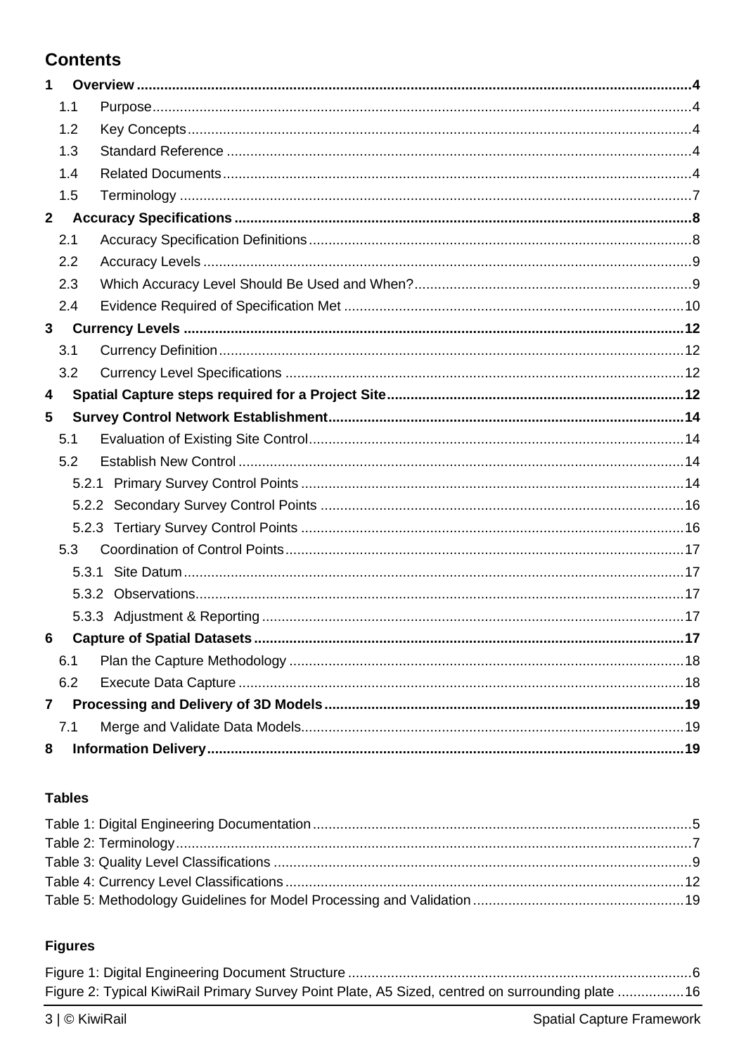# Contents

**1 Overview ... 4**

- 1.1 Purpose ... 4
- 1.2 Key Concepts ... 4
- 1.3 Standard Reference ... 4
- 1.4 Related Documents ... 4
- 1.5 Terminology ... 7

**2 Accuracy Specifications ... 8**

- 2.1 Accuracy Specification Definitions ... 8
- 2.2 Accuracy Levels ... 9
- 2.3 Which Accuracy Level Should Be Used and When? ... 9
- 2.4 Evidence Required of Specification Met ... 10

**3 Currency Levels ... 12**

- 3.1 Currency Definition ... 12
- 3.2 Currency Level Specifications ... 12

**4 Spatial Capture steps required for a Project Site ... 12**

**5 Survey Control Network Establishment ... 14**

- 5.1 Evaluation of Existing Site Control ... 14
- 5.2 Establish New Control ... 14
  - 5.2.1 Primary Survey Control Points ... 14
  - 5.2.2 Secondary Survey Control Points ... 16
  - 5.2.3 Tertiary Survey Control Points ... 16
- 5.3 Coordination of Control Points ... 17
  - 5.3.1 Site Datum ... 17
  - 5.3.2 Observations ... 17
  - 5.3.3 Adjustment & Reporting ... 17

**6 Capture of Spatial Datasets ... 17**

- 6.1 Plan the Capture Methodology ... 18
- 6.2 Execute Data Capture ... 18

**7 Processing and Delivery of 3D Models ... 19**

- 7.1 Merge and Validate Data Models ... 19

**8 Information Delivery ... 19**

### Tables

- Table 1: Digital Engineering Documentation ... 5
- Table 2: Terminology ... 7
- Table 3: Quality Level Classifications ... 9
- Table 4: Currency Level Classifications ... 12
- Table 5: Methodology Guidelines for Model Processing and Validation ... 19

### Figures

- Figure 1: Digital Engineering Document Structure ... 6
- Figure 2: Typical KiwiRail Primary Survey Point Plate, A5 Sized, centred on surrounding plate ... 16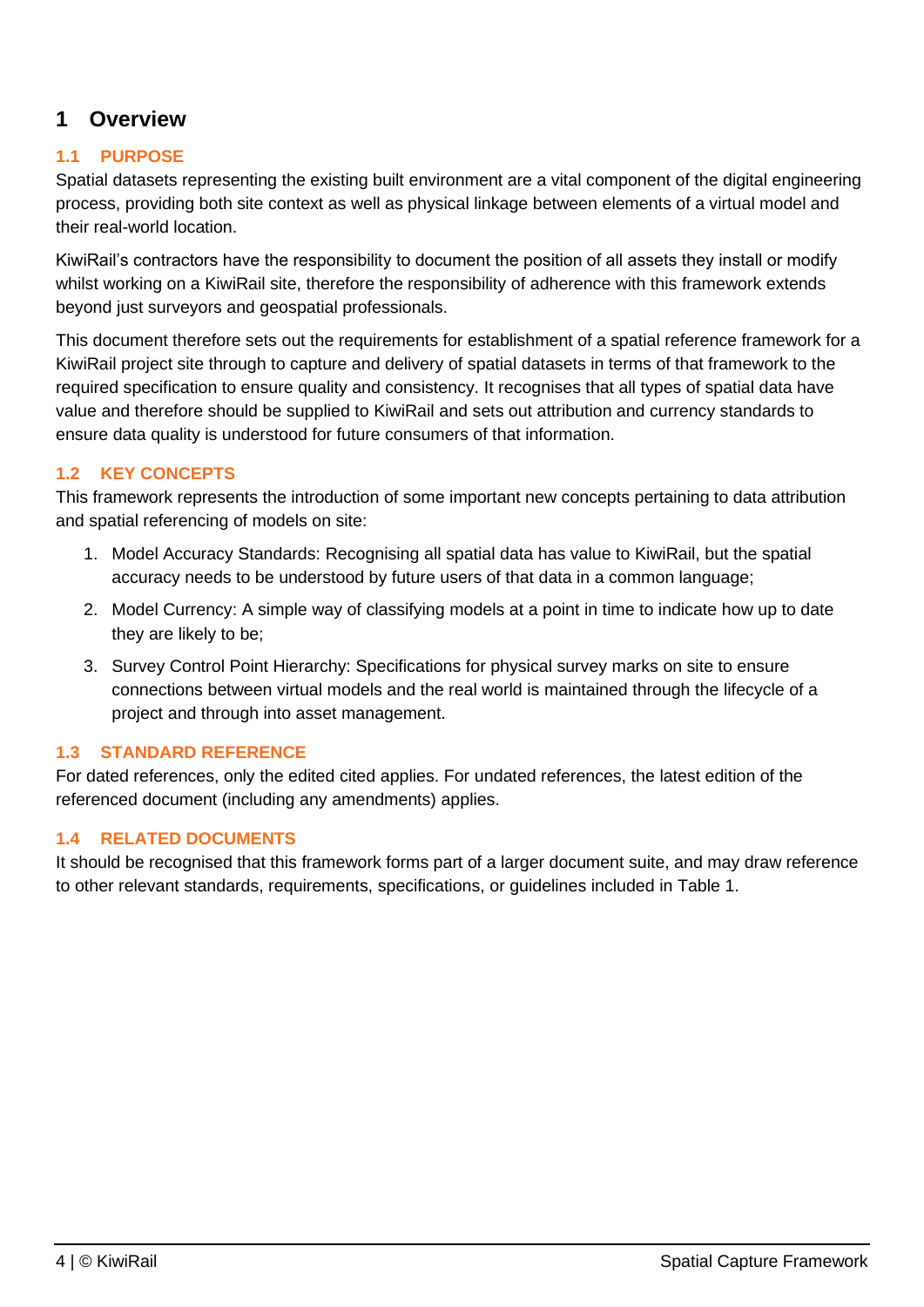# 1 Overview

## 1.1 PURPOSE

Spatial datasets representing the existing built environment are a vital component of the digital engineering process, providing both site context as well as physical linkage between elements of a virtual model and their real-world location.

KiwiRail's contractors have the responsibility to document the position of all assets they install or modify whilst working on a KiwiRail site, therefore the responsibility of adherence with this framework extends beyond just surveyors and geospatial professionals.

This document therefore sets out the requirements for establishment of a spatial reference framework for a KiwiRail project site through to capture and delivery of spatial datasets in terms of that framework to the required specification to ensure quality and consistency. It recognises that all types of spatial data have value and therefore should be supplied to KiwiRail and sets out attribution and currency standards to ensure data quality is understood for future consumers of that information.

## 1.2 KEY CONCEPTS

This framework represents the introduction of some important new concepts pertaining to data attribution and spatial referencing of models on site:

1. Model Accuracy Standards: Recognising all spatial data has value to KiwiRail, but the spatial accuracy needs to be understood by future users of that data in a common language;
2. Model Currency: A simple way of classifying models at a point in time to indicate how up to date they are likely to be;
3. Survey Control Point Hierarchy: Specifications for physical survey marks on site to ensure connections between virtual models and the real world is maintained through the lifecycle of a project and through into asset management.

## 1.3 STANDARD REFERENCE

For dated references, only the edited cited applies. For undated references, the latest edition of the referenced document (including any amendments) applies.

## 1.4 RELATED DOCUMENTS

It should be recognised that this framework forms part of a larger document suite, and may draw reference to other relevant standards, requirements, specifications, or guidelines included in Table 1.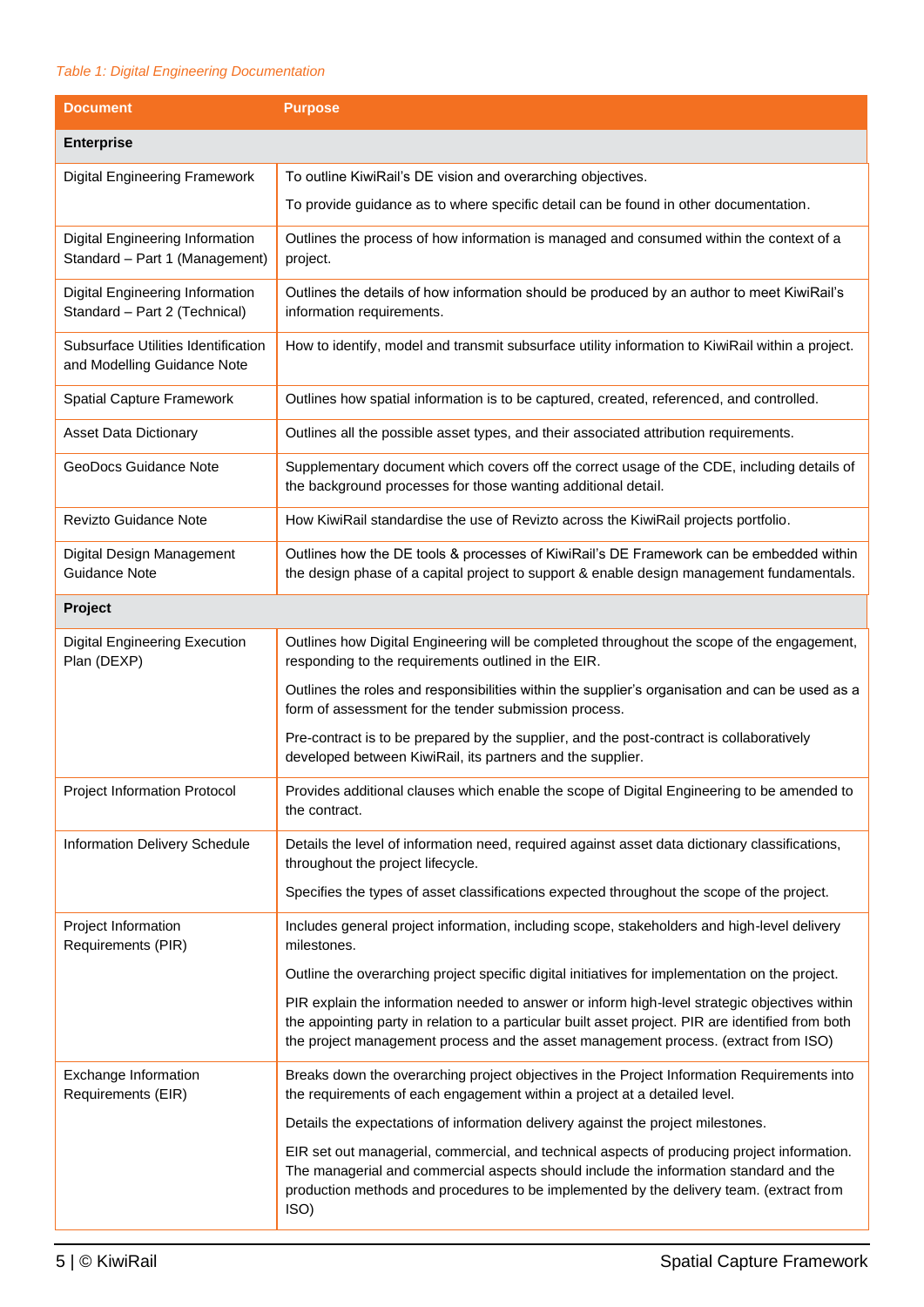*Table 1: Digital Engineering Documentation*

| Document | Purpose |
|---|---|
| **Enterprise** | |
| Digital Engineering Framework | To outline KiwiRail's DE vision and overarching objectives.<br>To provide guidance as to where specific detail can be found in other documentation. |
| Digital Engineering Information Standard – Part 1 (Management) | Outlines the process of how information is managed and consumed within the context of a project. |
| Digital Engineering Information Standard – Part 2 (Technical) | Outlines the details of how information should be produced by an author to meet KiwiRail's information requirements. |
| Subsurface Utilities Identification and Modelling Guidance Note | How to identify, model and transmit subsurface utility information to KiwiRail within a project. |
| Spatial Capture Framework | Outlines how spatial information is to be captured, created, referenced, and controlled. |
| Asset Data Dictionary | Outlines all the possible asset types, and their associated attribution requirements. |
| GeoDocs Guidance Note | Supplementary document which covers off the correct usage of the CDE, including details of the background processes for those wanting additional detail. |
| Revizto Guidance Note | How KiwiRail standardise the use of Revizto across the KiwiRail projects portfolio. |
| Digital Design Management Guidance Note | Outlines how the DE tools & processes of KiwiRail's DE Framework can be embedded within the design phase of a capital project to support & enable design management fundamentals. |
| **Project** | |
| Digital Engineering Execution Plan (DEXP) | Outlines how Digital Engineering will be completed throughout the scope of the engagement, responding to the requirements outlined in the EIR.<br>Outlines the roles and responsibilities within the supplier's organisation and can be used as a form of assessment for the tender submission process.<br>Pre-contract is to be prepared by the supplier, and the post-contract is collaboratively developed between KiwiRail, its partners and the supplier. |
| Project Information Protocol | Provides additional clauses which enable the scope of Digital Engineering to be amended to the contract. |
| Information Delivery Schedule | Details the level of information need, required against asset data dictionary classifications, throughout the project lifecycle.<br>Specifies the types of asset classifications expected throughout the scope of the project. |
| Project Information Requirements (PIR) | Includes general project information, including scope, stakeholders and high-level delivery milestones.<br>Outline the overarching project specific digital initiatives for implementation on the project.<br>PIR explain the information needed to answer or inform high-level strategic objectives within the appointing party in relation to a particular built asset project. PIR are identified from both the project management process and the asset management process. (extract from ISO) |
| Exchange Information Requirements (EIR) | Breaks down the overarching project objectives in the Project Information Requirements into the requirements of each engagement within a project at a detailed level.<br>Details the expectations of information delivery against the project milestones.<br>EIR set out managerial, commercial, and technical aspects of producing project information. The managerial and commercial aspects should include the information standard and the production methods and procedures to be implemented by the delivery team. (extract from ISO) |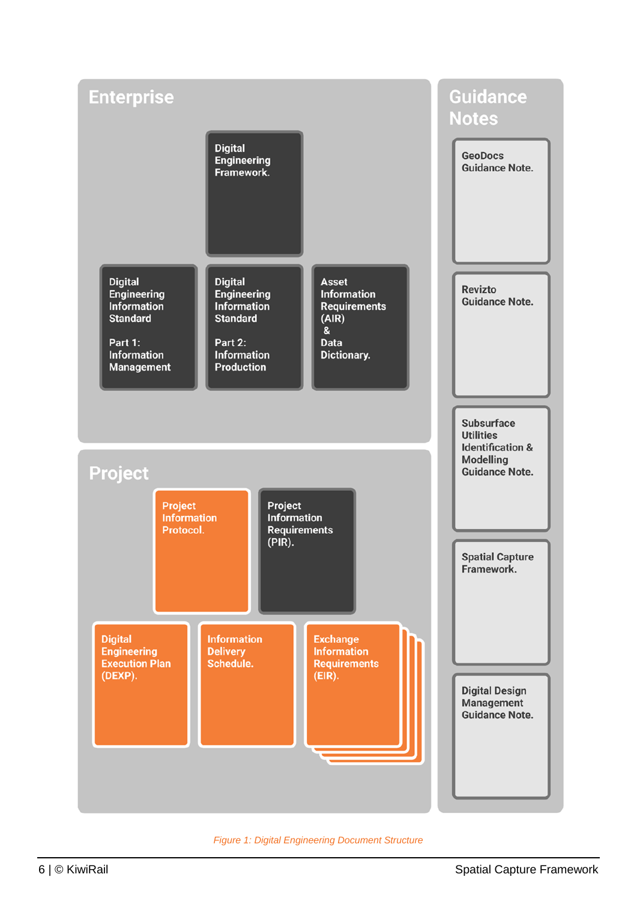## Enterprise

- Digital Engineering Framework.
- Digital Engineering Information Standard Part 1: Information Management
- Digital Engineering Information Standard Part 2: Information Production
- Asset Information Requirements (AIR) & Data Dictionary.

## Project

- Project Information Protocol.
- Project Information Requirements (PIR).
- Digital Engineering Execution Plan (DEXP).
- Information Delivery Schedule.
- Exchange Information Requirements (EIR).

## Guidance Notes

- GeoDocs Guidance Note.
- Revizto Guidance Note.
- Subsurface Utilities Identification & Modelling Guidance Note.
- Spatial Capture Framework.
- Digital Design Management Guidance Note.

*Figure 1: Digital Engineering Document Structure*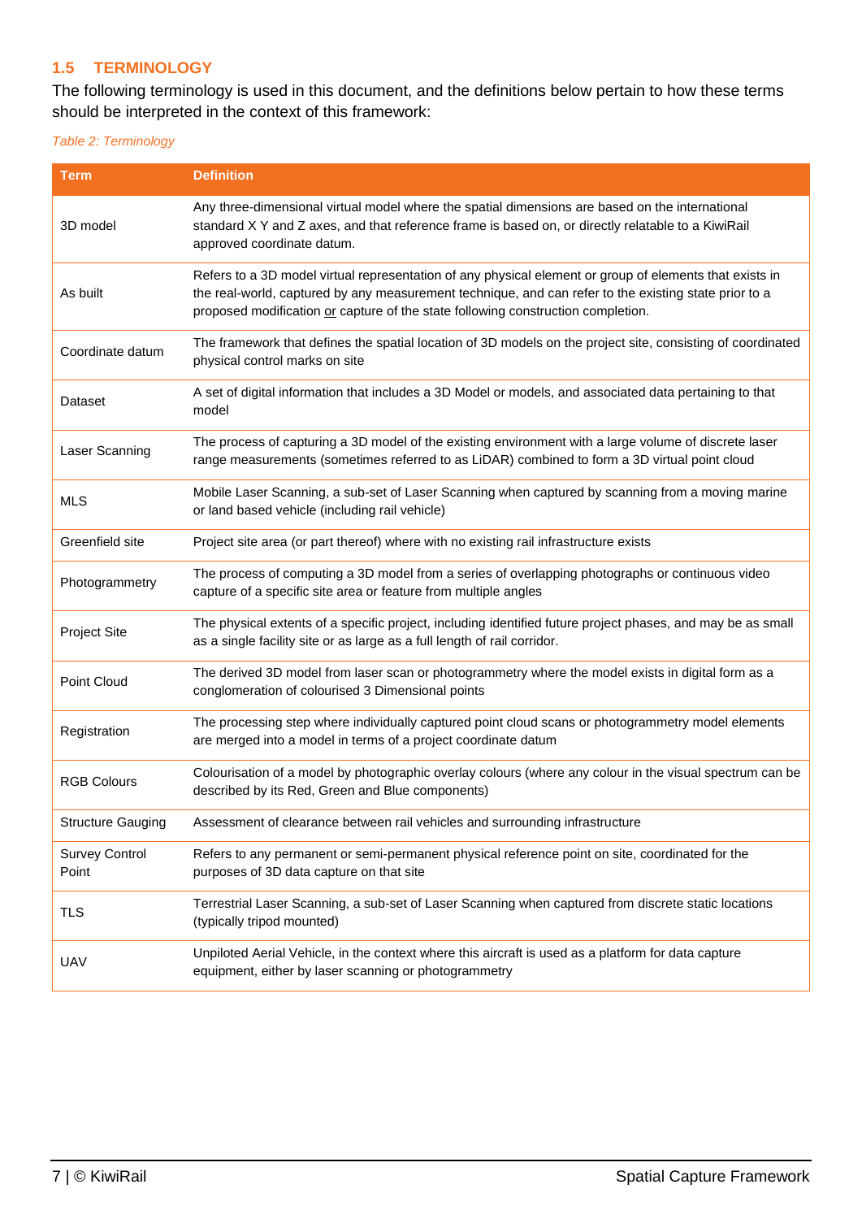## 1.5 TERMINOLOGY

The following terminology is used in this document, and the definitions below pertain to how these terms should be interpreted in the context of this framework:

*Table 2: Terminology*

| Term | Definition |
|---|---|
| 3D model | Any three-dimensional virtual model where the spatial dimensions are based on the international standard X Y and Z axes, and that reference frame is based on, or directly relatable to a KiwiRail approved coordinate datum. |
| As built | Refers to a 3D model virtual representation of any physical element or group of elements that exists in the real-world, captured by any measurement technique, and can refer to the existing state prior to a proposed modification <u>or</u> capture of the state following construction completion. |
| Coordinate datum | The framework that defines the spatial location of 3D models on the project site, consisting of coordinated physical control marks on site |
| Dataset | A set of digital information that includes a 3D Model or models, and associated data pertaining to that model |
| Laser Scanning | The process of capturing a 3D model of the existing environment with a large volume of discrete laser range measurements (sometimes referred to as LiDAR) combined to form a 3D virtual point cloud |
| MLS | Mobile Laser Scanning, a sub-set of Laser Scanning when captured by scanning from a moving marine or land based vehicle (including rail vehicle) |
| Greenfield site | Project site area (or part thereof) where with no existing rail infrastructure exists |
| Photogrammetry | The process of computing a 3D model from a series of overlapping photographs or continuous video capture of a specific site area or feature from multiple angles |
| Project Site | The physical extents of a specific project, including identified future project phases, and may be as small as a single facility site or as large as a full length of rail corridor. |
| Point Cloud | The derived 3D model from laser scan or photogrammetry where the model exists in digital form as a conglomeration of colourised 3 Dimensional points |
| Registration | The processing step where individually captured point cloud scans or photogrammetry model elements are merged into a model in terms of a project coordinate datum |
| RGB Colours | Colourisation of a model by photographic overlay colours (where any colour in the visual spectrum can be described by its Red, Green and Blue components) |
| Structure Gauging | Assessment of clearance between rail vehicles and surrounding infrastructure |
| Survey Control Point | Refers to any permanent or semi-permanent physical reference point on site, coordinated for the purposes of 3D data capture on that site |
| TLS | Terrestrial Laser Scanning, a sub-set of Laser Scanning when captured from discrete static locations (typically tripod mounted) |
| UAV | Unpiloted Aerial Vehicle, in the context where this aircraft is used as a platform for data capture equipment, either by laser scanning or photogrammetry |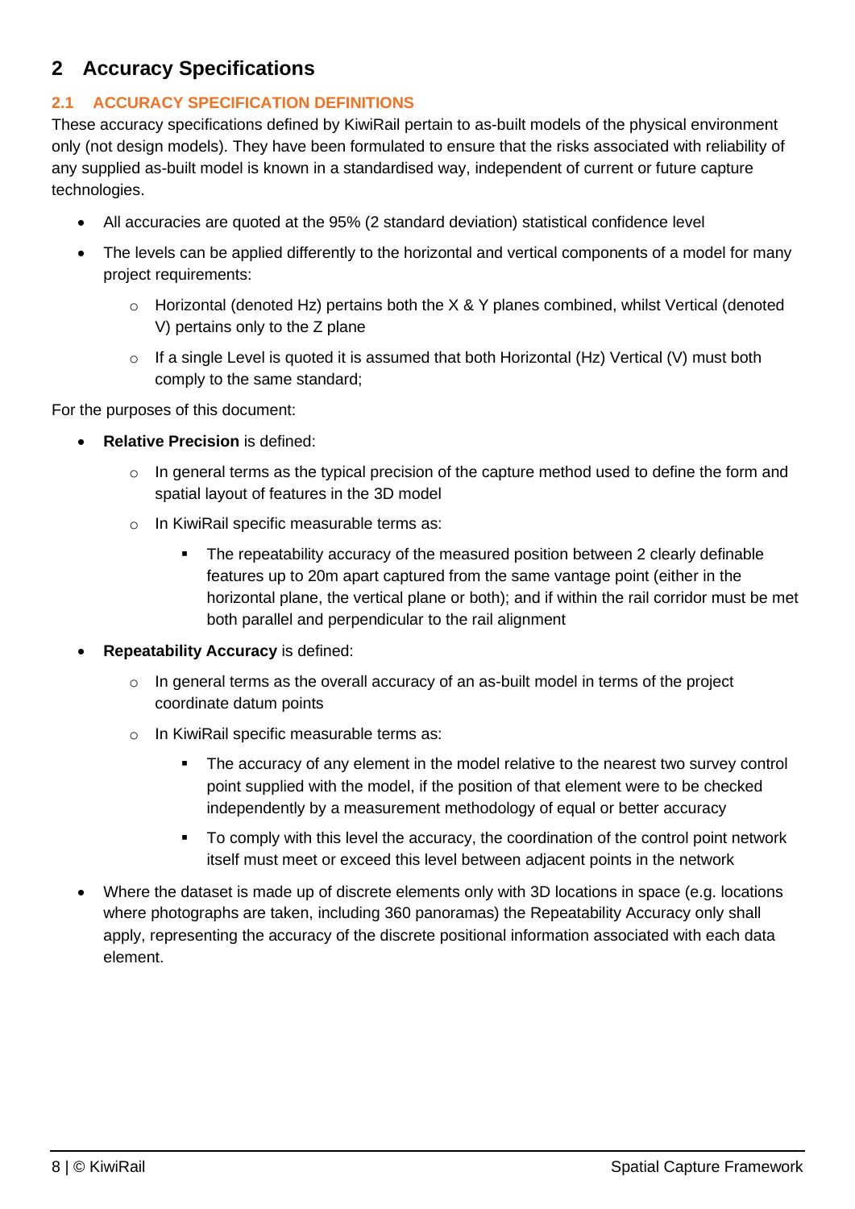# 2 Accuracy Specifications

## 2.1 ACCURACY SPECIFICATION DEFINITIONS

These accuracy specifications defined by KiwiRail pertain to as-built models of the physical environment only (not design models). They have been formulated to ensure that the risks associated with reliability of any supplied as-built model is known in a standardised way, independent of current or future capture technologies.

- All accuracies are quoted at the 95% (2 standard deviation) statistical confidence level
- The levels can be applied differently to the horizontal and vertical components of a model for many project requirements:
    - Horizontal (denoted Hz) pertains both the X & Y planes combined, whilst Vertical (denoted V) pertains only to the Z plane
    - If a single Level is quoted it is assumed that both Horizontal (Hz) Vertical (V) must both comply to the same standard;

For the purposes of this document:

- **Relative Precision** is defined:
    - In general terms as the typical precision of the capture method used to define the form and spatial layout of features in the 3D model
    - In KiwiRail specific measurable terms as:
        - The repeatability accuracy of the measured position between 2 clearly definable features up to 20m apart captured from the same vantage point (either in the horizontal plane, the vertical plane or both); and if within the rail corridor must be met both parallel and perpendicular to the rail alignment
- **Repeatability Accuracy** is defined:
    - In general terms as the overall accuracy of an as-built model in terms of the project coordinate datum points
    - In KiwiRail specific measurable terms as:
        - The accuracy of any element in the model relative to the nearest two survey control point supplied with the model, if the position of that element were to be checked independently by a measurement methodology of equal or better accuracy
        - To comply with this level the accuracy, the coordination of the control point network itself must meet or exceed this level between adjacent points in the network
- Where the dataset is made up of discrete elements only with 3D locations in space (e.g. locations where photographs are taken, including 360 panoramas) the Repeatability Accuracy only shall apply, representing the accuracy of the discrete positional information associated with each data element.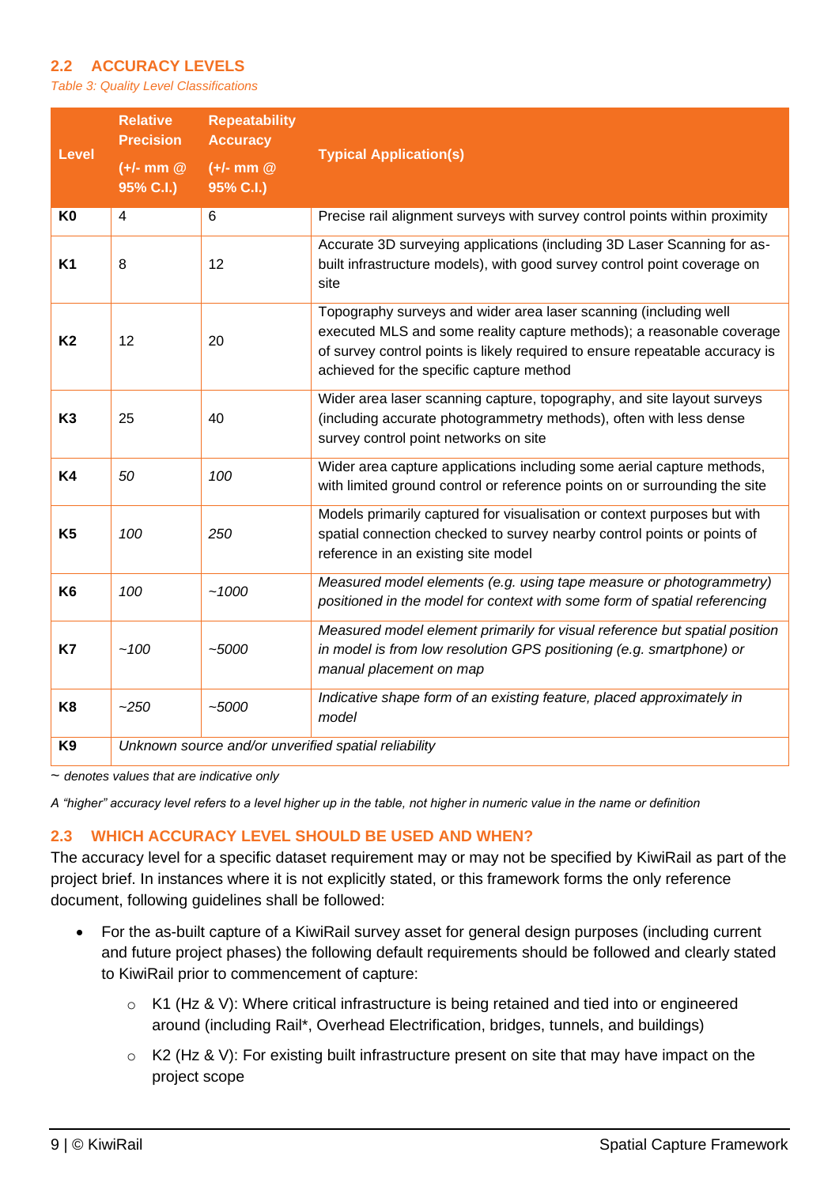## 2.2 ACCURACY LEVELS

*Table 3: Quality Level Classifications*

| Level | Relative Precision (+/- mm @ 95% C.I.) | Repeatability Accuracy (+/- mm @ 95% C.I.) | Typical Application(s) |
|---|---|---|---|
| **K0** | 4 | 6 | Precise rail alignment surveys with survey control points within proximity |
| **K1** | 8 | 12 | Accurate 3D surveying applications (including 3D Laser Scanning for as-built infrastructure models), with good survey control point coverage on site |
| **K2** | 12 | 20 | Topography surveys and wider area laser scanning (including well executed MLS and some reality capture methods); a reasonable coverage of survey control points is likely required to ensure repeatable accuracy is achieved for the specific capture method |
| **K3** | 25 | 40 | Wider area laser scanning capture, topography, and site layout surveys (including accurate photogrammetry methods), often with less dense survey control point networks on site |
| **K4** | *50* | *100* | Wider area capture applications including some aerial capture methods, with limited ground control or reference points on or surrounding the site |
| **K5** | *100* | *250* | Models primarily captured for visualisation or context purposes but with spatial connection checked to survey nearby control points or points of reference in an existing site model |
| **K6** | *100* | *~1000* | *Measured model elements (e.g. using tape measure or photogrammetry) positioned in the model for context with some form of spatial referencing* |
| **K7** | *~100* | *~5000* | *Measured model element primarily for visual reference but spatial position in model is from low resolution GPS positioning (e.g. smartphone) or manual placement on map* |
| **K8** | *~250* | *~5000* | *Indicative shape form of an existing feature, placed approximately in model* |
| **K9** | *Unknown source and/or unverified spatial reliability* | | |

*~ denotes values that are indicative only*

*A "higher" accuracy level refers to a level higher up in the table, not higher in numeric value in the name or definition*

## 2.3 WHICH ACCURACY LEVEL SHOULD BE USED AND WHEN?

The accuracy level for a specific dataset requirement may or may not be specified by KiwiRail as part of the project brief. In instances where it is not explicitly stated, or this framework forms the only reference document, following guidelines shall be followed:

- For the as-built capture of a KiwiRail survey asset for general design purposes (including current and future project phases) the following default requirements should be followed and clearly stated to KiwiRail prior to commencement of capture:
  - K1 (Hz & V): Where critical infrastructure is being retained and tied into or engineered around (including Rail*, Overhead Electrification, bridges, tunnels, and buildings)
  - K2 (Hz & V): For existing built infrastructure present on site that may have impact on the project scope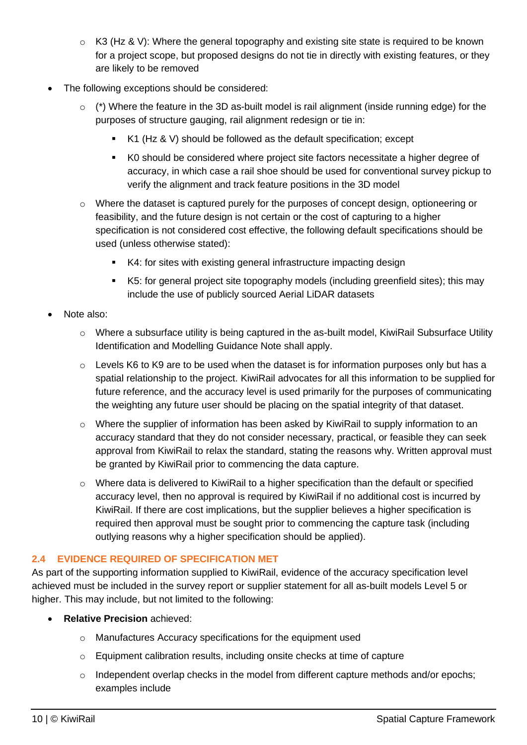- K3 (Hz & V): Where the general topography and existing site state is required to be known for a project scope, but proposed designs do not tie in directly with existing features, or they are likely to be removed
- The following exceptions should be considered:
    - (*) Where the feature in the 3D as-built model is rail alignment (inside running edge) for the purposes of structure gauging, rail alignment redesign or tie in:
        - K1 (Hz & V) should be followed as the default specification; except
        - K0 should be considered where project site factors necessitate a higher degree of accuracy, in which case a rail shoe should be used for conventional survey pickup to verify the alignment and track feature positions in the 3D model
    - Where the dataset is captured purely for the purposes of concept design, optioneering or feasibility, and the future design is not certain or the cost of capturing to a higher specification is not considered cost effective, the following default specifications should be used (unless otherwise stated):
        - K4: for sites with existing general infrastructure impacting design
        - K5: for general project site topography models (including greenfield sites); this may include the use of publicly sourced Aerial LiDAR datasets
- Note also:
    - Where a subsurface utility is being captured in the as-built model, KiwiRail Subsurface Utility Identification and Modelling Guidance Note shall apply.
    - Levels K6 to K9 are to be used when the dataset is for information purposes only but has a spatial relationship to the project. KiwiRail advocates for all this information to be supplied for future reference, and the accuracy level is used primarily for the purposes of communicating the weighting any future user should be placing on the spatial integrity of that dataset.
    - Where the supplier of information has been asked by KiwiRail to supply information to an accuracy standard that they do not consider necessary, practical, or feasible they can seek approval from KiwiRail to relax the standard, stating the reasons why. Written approval must be granted by KiwiRail prior to commencing the data capture.
    - Where data is delivered to KiwiRail to a higher specification than the default or specified accuracy level, then no approval is required by KiwiRail if no additional cost is incurred by KiwiRail. If there are cost implications, but the supplier believes a higher specification is required then approval must be sought prior to commencing the capture task (including outlying reasons why a higher specification should be applied).

### 2.4 EVIDENCE REQUIRED OF SPECIFICATION MET

As part of the supporting information supplied to KiwiRail, evidence of the accuracy specification level achieved must be included in the survey report or supplier statement for all as-built models Level 5 or higher. This may include, but not limited to the following:

- **Relative Precision** achieved:
    - Manufactures Accuracy specifications for the equipment used
    - Equipment calibration results, including onsite checks at time of capture
    - Independent overlap checks in the model from different capture methods and/or epochs; examples include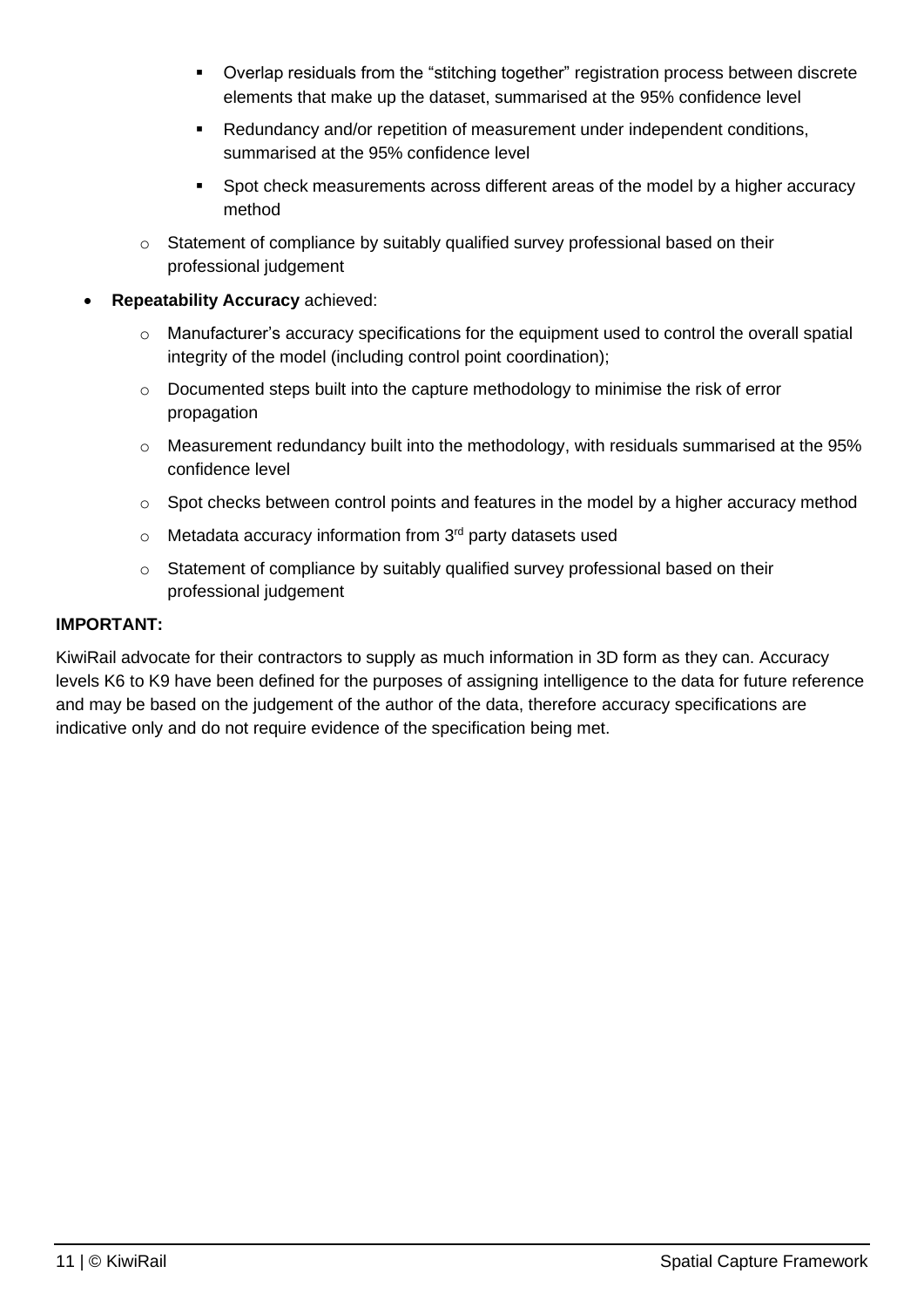- Overlap residuals from the "stitching together" registration process between discrete elements that make up the dataset, summarised at the 95% confidence level
        - Redundancy and/or repetition of measurement under independent conditions, summarised at the 95% confidence level
        - Spot check measurements across different areas of the model by a higher accuracy method
    - Statement of compliance by suitably qualified survey professional based on their professional judgement
- **Repeatability Accuracy** achieved:
    - Manufacturer's accuracy specifications for the equipment used to control the overall spatial integrity of the model (including control point coordination);
    - Documented steps built into the capture methodology to minimise the risk of error propagation
    - Measurement redundancy built into the methodology, with residuals summarised at the 95% confidence level
    - Spot checks between control points and features in the model by a higher accuracy method
    - Metadata accuracy information from 3rd party datasets used
    - Statement of compliance by suitably qualified survey professional based on their professional judgement

**IMPORTANT:**

KiwiRail advocate for their contractors to supply as much information in 3D form as they can. Accuracy levels K6 to K9 have been defined for the purposes of assigning intelligence to the data for future reference and may be based on the judgement of the author of the data, therefore accuracy specifications are indicative only and do not require evidence of the specification being met.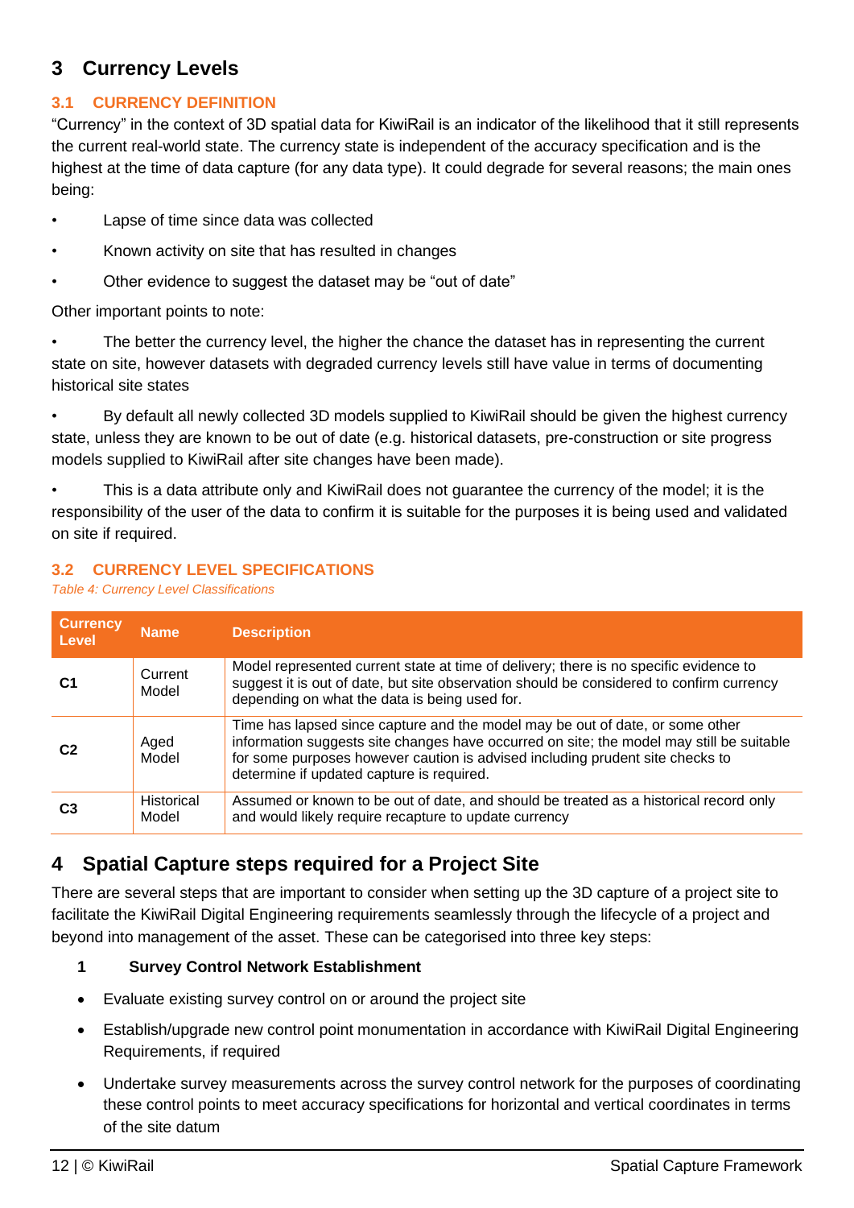# 3 Currency Levels

## 3.1 CURRENCY DEFINITION

"Currency" in the context of 3D spatial data for KiwiRail is an indicator of the likelihood that it still represents the current real-world state. The currency state is independent of the accuracy specification and is the highest at the time of data capture (for any data type). It could degrade for several reasons; the main ones being:

- Lapse of time since data was collected
- Known activity on site that has resulted in changes
- Other evidence to suggest the dataset may be "out of date"

Other important points to note:

- The better the currency level, the higher the chance the dataset has in representing the current state on site, however datasets with degraded currency levels still have value in terms of documenting historical site states
- By default all newly collected 3D models supplied to KiwiRail should be given the highest currency state, unless they are known to be out of date (e.g. historical datasets, pre-construction or site progress models supplied to KiwiRail after site changes have been made).
- This is a data attribute only and KiwiRail does not guarantee the currency of the model; it is the responsibility of the user of the data to confirm it is suitable for the purposes it is being used and validated on site if required.

## 3.2 CURRENCY LEVEL SPECIFICATIONS

*Table 4: Currency Level Classifications*

| Currency Level | Name | Description |
|---|---|---|
| **C1** | Current Model | Model represented current state at time of delivery; there is no specific evidence to suggest it is out of date, but site observation should be considered to confirm currency depending on what the data is being used for. |
| **C2** | Aged Model | Time has lapsed since capture and the model may be out of date, or some other information suggests site changes have occurred on site; the model may still be suitable for some purposes however caution is advised including prudent site checks to determine if updated capture is required. |
| **C3** | Historical Model | Assumed or known to be out of date, and should be treated as a historical record only and would likely require recapture to update currency |

# 4 Spatial Capture steps required for a Project Site

There are several steps that are important to consider when setting up the 3D capture of a project site to facilitate the KiwiRail Digital Engineering requirements seamlessly through the lifecycle of a project and beyond into management of the asset. These can be categorised into three key steps:

**1 Survey Control Network Establishment**

- Evaluate existing survey control on or around the project site
- Establish/upgrade new control point monumentation in accordance with KiwiRail Digital Engineering Requirements, if required
- Undertake survey measurements across the survey control network for the purposes of coordinating these control points to meet accuracy specifications for horizontal and vertical coordinates in terms of the site datum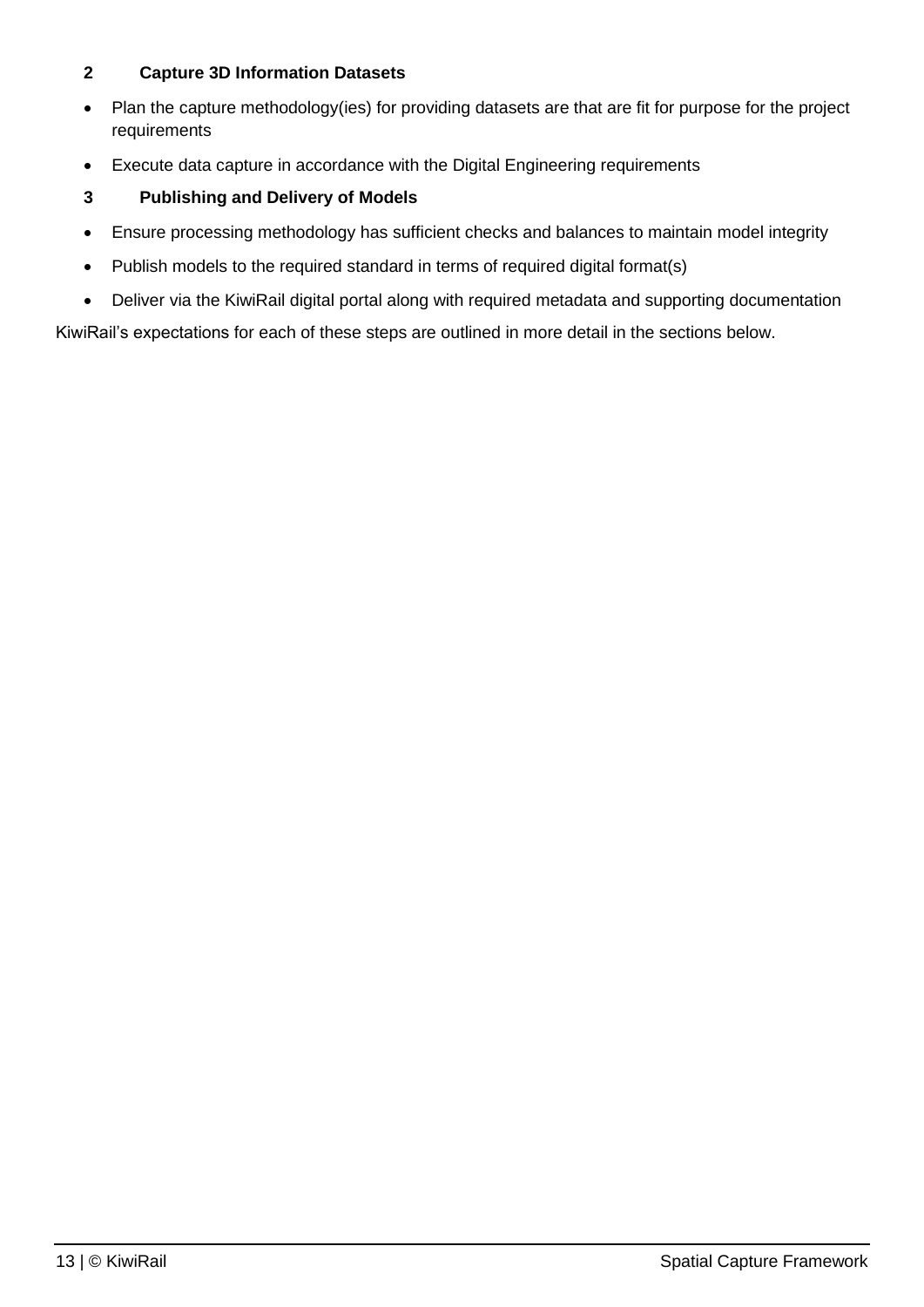**2 Capture 3D Information Datasets**

- Plan the capture methodology(ies) for providing datasets are that are fit for purpose for the project requirements
- Execute data capture in accordance with the Digital Engineering requirements

**3 Publishing and Delivery of Models**

- Ensure processing methodology has sufficient checks and balances to maintain model integrity
- Publish models to the required standard in terms of required digital format(s)
- Deliver via the KiwiRail digital portal along with required metadata and supporting documentation

KiwiRail's expectations for each of these steps are outlined in more detail in the sections below.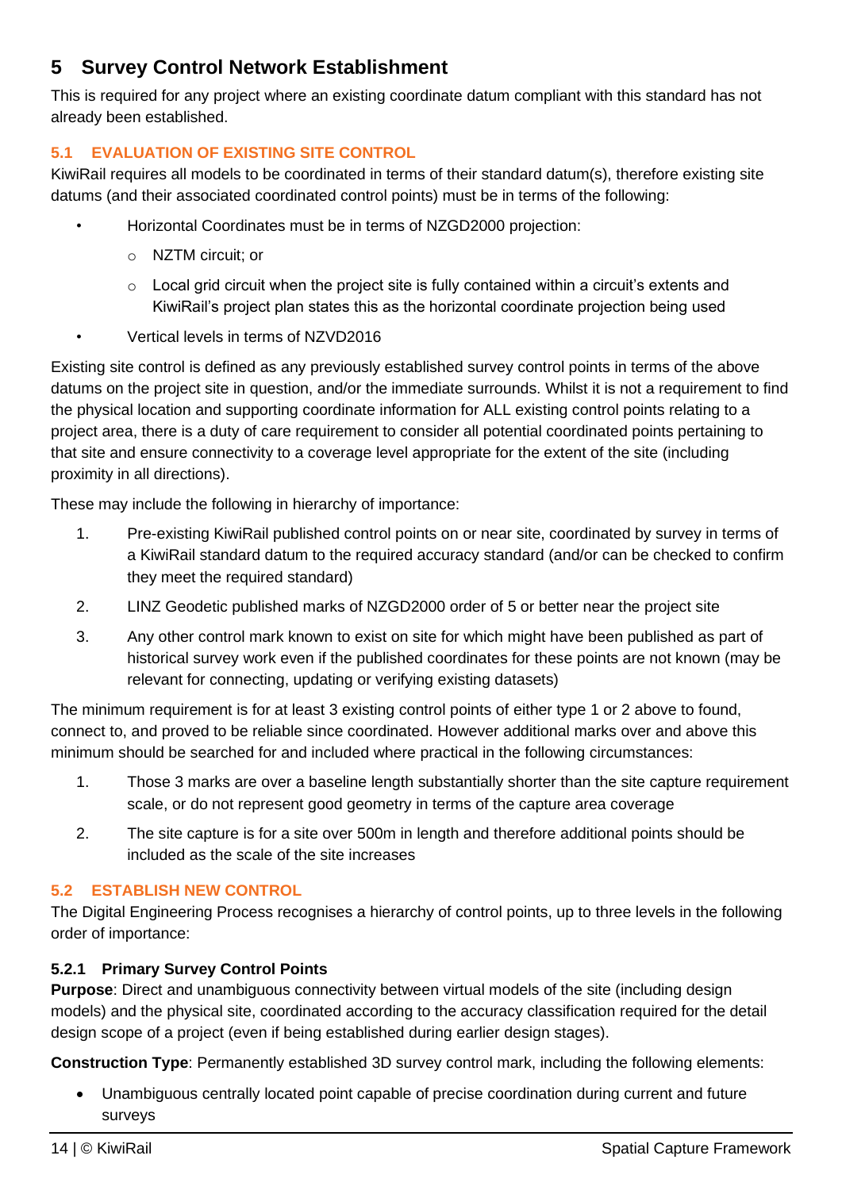# 5 Survey Control Network Establishment

This is required for any project where an existing coordinate datum compliant with this standard has not already been established.

## 5.1 EVALUATION OF EXISTING SITE CONTROL

KiwiRail requires all models to be coordinated in terms of their standard datum(s), therefore existing site datums (and their associated coordinated control points) must be in terms of the following:

- Horizontal Coordinates must be in terms of NZGD2000 projection:
  - NZTM circuit; or
  - Local grid circuit when the project site is fully contained within a circuit's extents and KiwiRail's project plan states this as the horizontal coordinate projection being used
- Vertical levels in terms of NZVD2016

Existing site control is defined as any previously established survey control points in terms of the above datums on the project site in question, and/or the immediate surrounds. Whilst it is not a requirement to find the physical location and supporting coordinate information for ALL existing control points relating to a project area, there is a duty of care requirement to consider all potential coordinated points pertaining to that site and ensure connectivity to a coverage level appropriate for the extent of the site (including proximity in all directions).

These may include the following in hierarchy of importance:

1. Pre-existing KiwiRail published control points on or near site, coordinated by survey in terms of a KiwiRail standard datum to the required accuracy standard (and/or can be checked to confirm they meet the required standard)
2. LINZ Geodetic published marks of NZGD2000 order of 5 or better near the project site
3. Any other control mark known to exist on site for which might have been published as part of historical survey work even if the published coordinates for these points are not known (may be relevant for connecting, updating or verifying existing datasets)

The minimum requirement is for at least 3 existing control points of either type 1 or 2 above to found, connect to, and proved to be reliable since coordinated. However additional marks over and above this minimum should be searched for and included where practical in the following circumstances:

1. Those 3 marks are over a baseline length substantially shorter than the site capture requirement scale, or do not represent good geometry in terms of the capture area coverage
2. The site capture is for a site over 500m in length and therefore additional points should be included as the scale of the site increases

## 5.2 ESTABLISH NEW CONTROL

The Digital Engineering Process recognises a hierarchy of control points, up to three levels in the following order of importance:

### 5.2.1 Primary Survey Control Points

**Purpose**: Direct and unambiguous connectivity between virtual models of the site (including design models) and the physical site, coordinated according to the accuracy classification required for the detail design scope of a project (even if being established during earlier design stages).

**Construction Type**: Permanently established 3D survey control mark, including the following elements:

- Unambiguous centrally located point capable of precise coordination during current and future surveys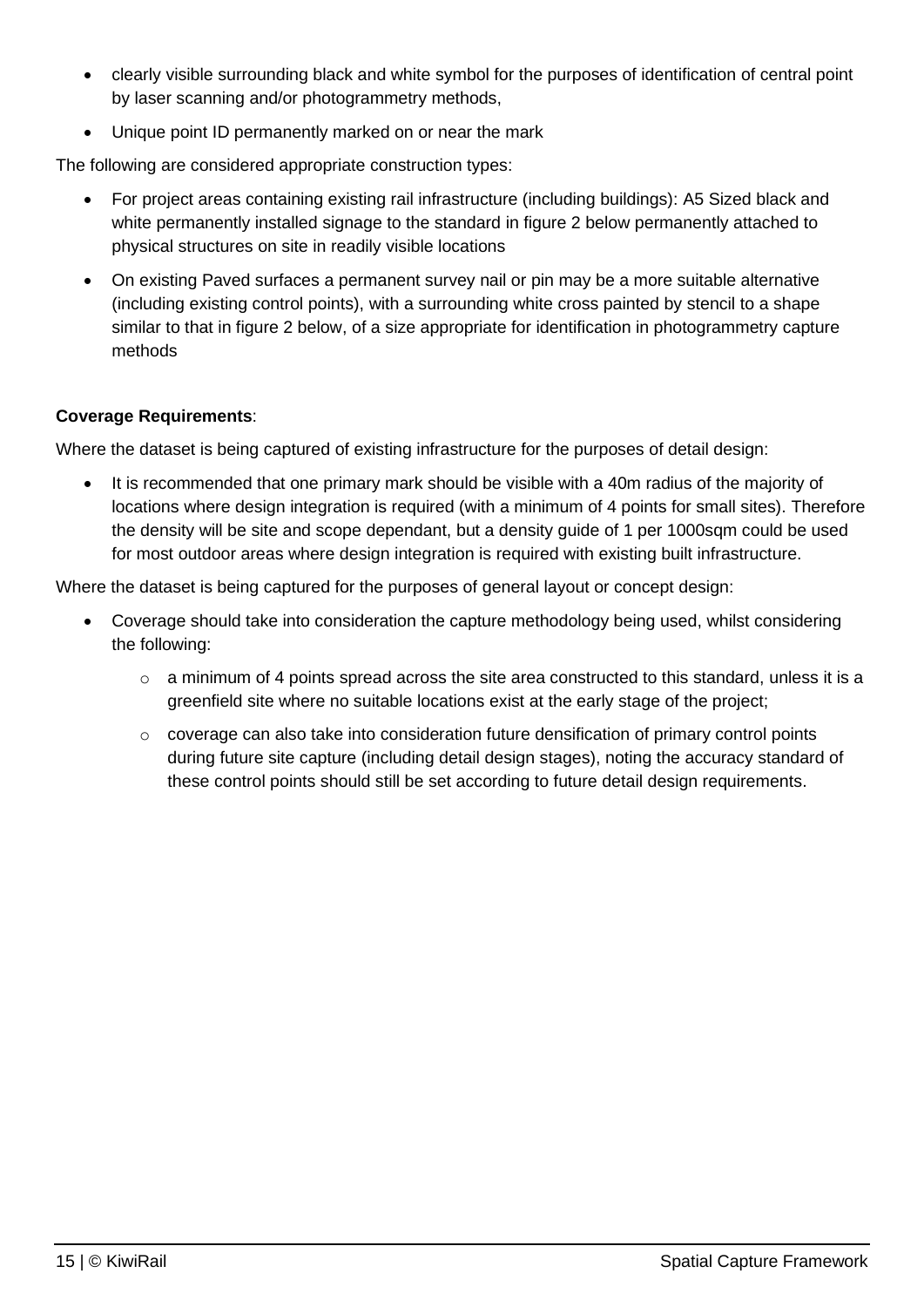- clearly visible surrounding black and white symbol for the purposes of identification of central point by laser scanning and/or photogrammetry methods,
- Unique point ID permanently marked on or near the mark

The following are considered appropriate construction types:

- For project areas containing existing rail infrastructure (including buildings): A5 Sized black and white permanently installed signage to the standard in figure 2 below permanently attached to physical structures on site in readily visible locations
- On existing Paved surfaces a permanent survey nail or pin may be a more suitable alternative (including existing control points), with a surrounding white cross painted by stencil to a shape similar to that in figure 2 below, of a size appropriate for identification in photogrammetry capture methods

**Coverage Requirements**:

Where the dataset is being captured of existing infrastructure for the purposes of detail design:

- It is recommended that one primary mark should be visible with a 40m radius of the majority of locations where design integration is required (with a minimum of 4 points for small sites). Therefore the density will be site and scope dependant, but a density guide of 1 per 1000sqm could be used for most outdoor areas where design integration is required with existing built infrastructure.

Where the dataset is being captured for the purposes of general layout or concept design:

- Coverage should take into consideration the capture methodology being used, whilst considering the following:
  - a minimum of 4 points spread across the site area constructed to this standard, unless it is a greenfield site where no suitable locations exist at the early stage of the project;
  - coverage can also take into consideration future densification of primary control points during future site capture (including detail design stages), noting the accuracy standard of these control points should still be set according to future detail design requirements.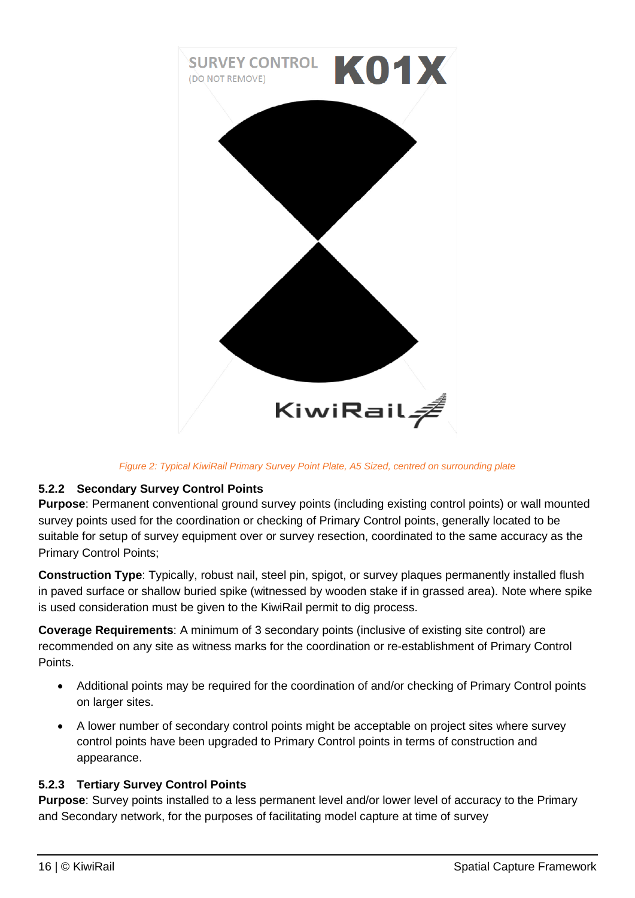*Figure 2: Typical KiwiRail Primary Survey Point Plate, A5 Sized, centred on surrounding plate*

### 5.2.2 Secondary Survey Control Points

**Purpose**: Permanent conventional ground survey points (including existing control points) or wall mounted survey points used for the coordination or checking of Primary Control points, generally located to be suitable for setup of survey equipment over or survey resection, coordinated to the same accuracy as the Primary Control Points;

**Construction Type**: Typically, robust nail, steel pin, spigot, or survey plaques permanently installed flush in paved surface or shallow buried spike (witnessed by wooden stake if in grassed area). Note where spike is used consideration must be given to the KiwiRail permit to dig process.

**Coverage Requirements**: A minimum of 3 secondary points (inclusive of existing site control) are recommended on any site as witness marks for the coordination or re-establishment of Primary Control Points.

- Additional points may be required for the coordination of and/or checking of Primary Control points on larger sites.
- A lower number of secondary control points might be acceptable on project sites where survey control points have been upgraded to Primary Control points in terms of construction and appearance.

### 5.2.3 Tertiary Survey Control Points

**Purpose**: Survey points installed to a less permanent level and/or lower level of accuracy to the Primary and Secondary network, for the purposes of facilitating model capture at time of survey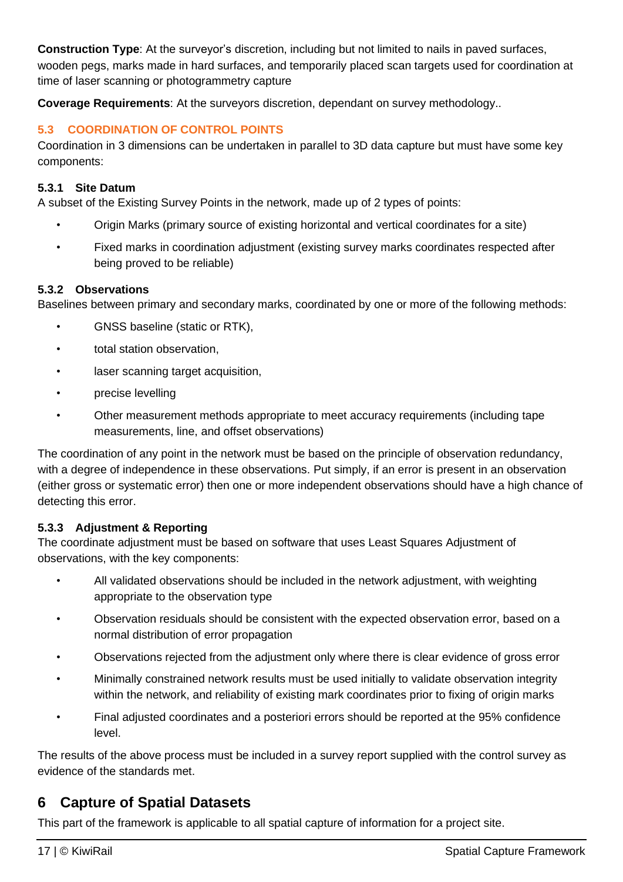**Construction Type**: At the surveyor's discretion, including but not limited to nails in paved surfaces, wooden pegs, marks made in hard surfaces, and temporarily placed scan targets used for coordination at time of laser scanning or photogrammetry capture

**Coverage Requirements**: At the surveyors discretion, dependant on survey methodology..

### 5.3 COORDINATION OF CONTROL POINTS

Coordination in 3 dimensions can be undertaken in parallel to 3D data capture but must have some key components:

#### 5.3.1 Site Datum

A subset of the Existing Survey Points in the network, made up of 2 types of points:

- Origin Marks (primary source of existing horizontal and vertical coordinates for a site)
- Fixed marks in coordination adjustment (existing survey marks coordinates respected after being proved to be reliable)

#### 5.3.2 Observations

Baselines between primary and secondary marks, coordinated by one or more of the following methods:

- GNSS baseline (static or RTK),
- total station observation,
- laser scanning target acquisition,
- precise levelling
- Other measurement methods appropriate to meet accuracy requirements (including tape measurements, line, and offset observations)

The coordination of any point in the network must be based on the principle of observation redundancy, with a degree of independence in these observations. Put simply, if an error is present in an observation (either gross or systematic error) then one or more independent observations should have a high chance of detecting this error.

#### 5.3.3 Adjustment & Reporting

The coordinate adjustment must be based on software that uses Least Squares Adjustment of observations, with the key components:

- All validated observations should be included in the network adjustment, with weighting appropriate to the observation type
- Observation residuals should be consistent with the expected observation error, based on a normal distribution of error propagation
- Observations rejected from the adjustment only where there is clear evidence of gross error
- Minimally constrained network results must be used initially to validate observation integrity within the network, and reliability of existing mark coordinates prior to fixing of origin marks
- Final adjusted coordinates and a posteriori errors should be reported at the 95% confidence level.

The results of the above process must be included in a survey report supplied with the control survey as evidence of the standards met.

# 6 Capture of Spatial Datasets

This part of the framework is applicable to all spatial capture of information for a project site.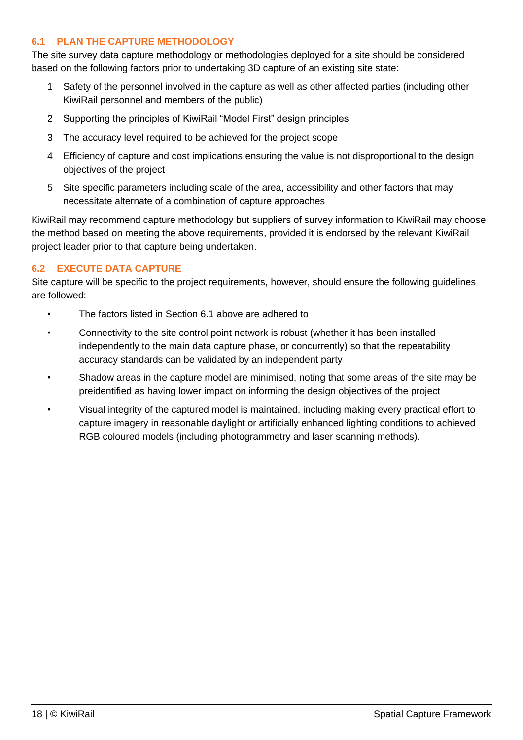## 6.1 PLAN THE CAPTURE METHODOLOGY

The site survey data capture methodology or methodologies deployed for a site should be considered based on the following factors prior to undertaking 3D capture of an existing site state:

1. Safety of the personnel involved in the capture as well as other affected parties (including other KiwiRail personnel and members of the public)
2. Supporting the principles of KiwiRail "Model First" design principles
3. The accuracy level required to be achieved for the project scope
4. Efficiency of capture and cost implications ensuring the value is not disproportional to the design objectives of the project
5. Site specific parameters including scale of the area, accessibility and other factors that may necessitate alternate of a combination of capture approaches

KiwiRail may recommend capture methodology but suppliers of survey information to KiwiRail may choose the method based on meeting the above requirements, provided it is endorsed by the relevant KiwiRail project leader prior to that capture being undertaken.

## 6.2 EXECUTE DATA CAPTURE

Site capture will be specific to the project requirements, however, should ensure the following guidelines are followed:

- The factors listed in Section 6.1 above are adhered to
- Connectivity to the site control point network is robust (whether it has been installed independently to the main data capture phase, or concurrently) so that the repeatability accuracy standards can be validated by an independent party
- Shadow areas in the capture model are minimised, noting that some areas of the site may be preidentified as having lower impact on informing the design objectives of the project
- Visual integrity of the captured model is maintained, including making every practical effort to capture imagery in reasonable daylight or artificially enhanced lighting conditions to achieved RGB coloured models (including photogrammetry and laser scanning methods).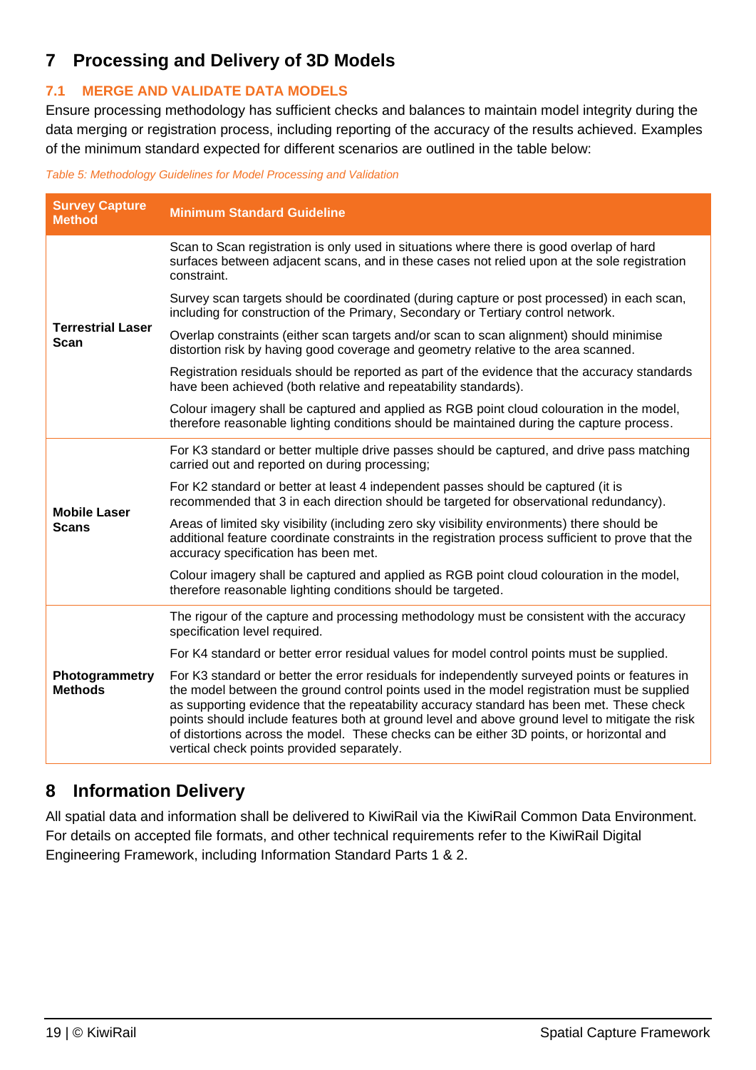# 7 Processing and Delivery of 3D Models

## 7.1 MERGE AND VALIDATE DATA MODELS

Ensure processing methodology has sufficient checks and balances to maintain model integrity during the data merging or registration process, including reporting of the accuracy of the results achieved. Examples of the minimum standard expected for different scenarios are outlined in the table below:

*Table 5: Methodology Guidelines for Model Processing and Validation*

| Survey Capture Method | Minimum Standard Guideline |
|---|---|
| **Terrestrial Laser Scan** | Scan to Scan registration is only used in situations where there is good overlap of hard surfaces between adjacent scans, and in these cases not relied upon at the sole registration constraint. |
| | Survey scan targets should be coordinated (during capture or post processed) in each scan, including for construction of the Primary, Secondary or Tertiary control network. |
| | Overlap constraints (either scan targets and/or scan to scan alignment) should minimise distortion risk by having good coverage and geometry relative to the area scanned. |
| | Registration residuals should be reported as part of the evidence that the accuracy standards have been achieved (both relative and repeatability standards). |
| | Colour imagery shall be captured and applied as RGB point cloud colouration in the model, therefore reasonable lighting conditions should be maintained during the capture process. |
| **Mobile Laser Scans** | For K3 standard or better multiple drive passes should be captured, and drive pass matching carried out and reported on during processing; |
| | For K2 standard or better at least 4 independent passes should be captured (it is recommended that 3 in each direction should be targeted for observational redundancy). |
| | Areas of limited sky visibility (including zero sky visibility environments) there should be additional feature coordinate constraints in the registration process sufficient to prove that the accuracy specification has been met. |
| | Colour imagery shall be captured and applied as RGB point cloud colouration in the model, therefore reasonable lighting conditions should be targeted. |
| **Photogrammetry Methods** | The rigour of the capture and processing methodology must be consistent with the accuracy specification level required. |
| | For K4 standard or better error residual values for model control points must be supplied. |
| | For K3 standard or better the error residuals for independently surveyed points or features in the model between the ground control points used in the model registration must be supplied as supporting evidence that the repeatability accuracy standard has been met. These check points should include features both at ground level and above ground level to mitigate the risk of distortions across the model. These checks can be either 3D points, or horizontal and vertical check points provided separately. |

# 8 Information Delivery

All spatial data and information shall be delivered to KiwiRail via the KiwiRail Common Data Environment. For details on accepted file formats, and other technical requirements refer to the KiwiRail Digital Engineering Framework, including Information Standard Parts 1 & 2.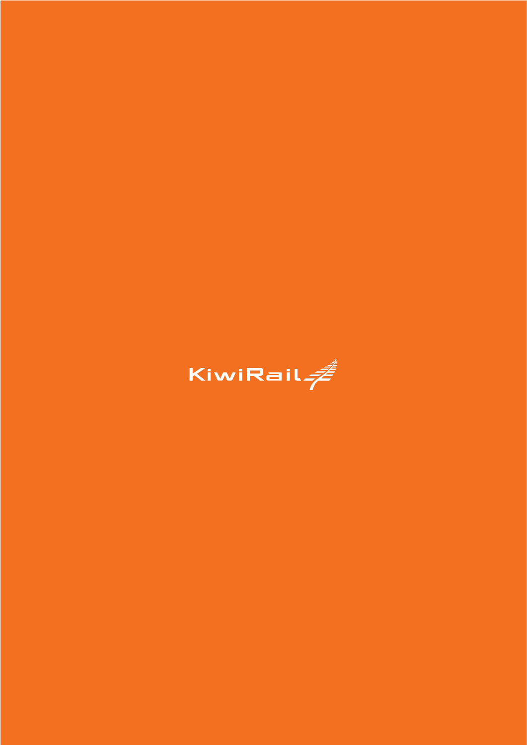KiwiRail